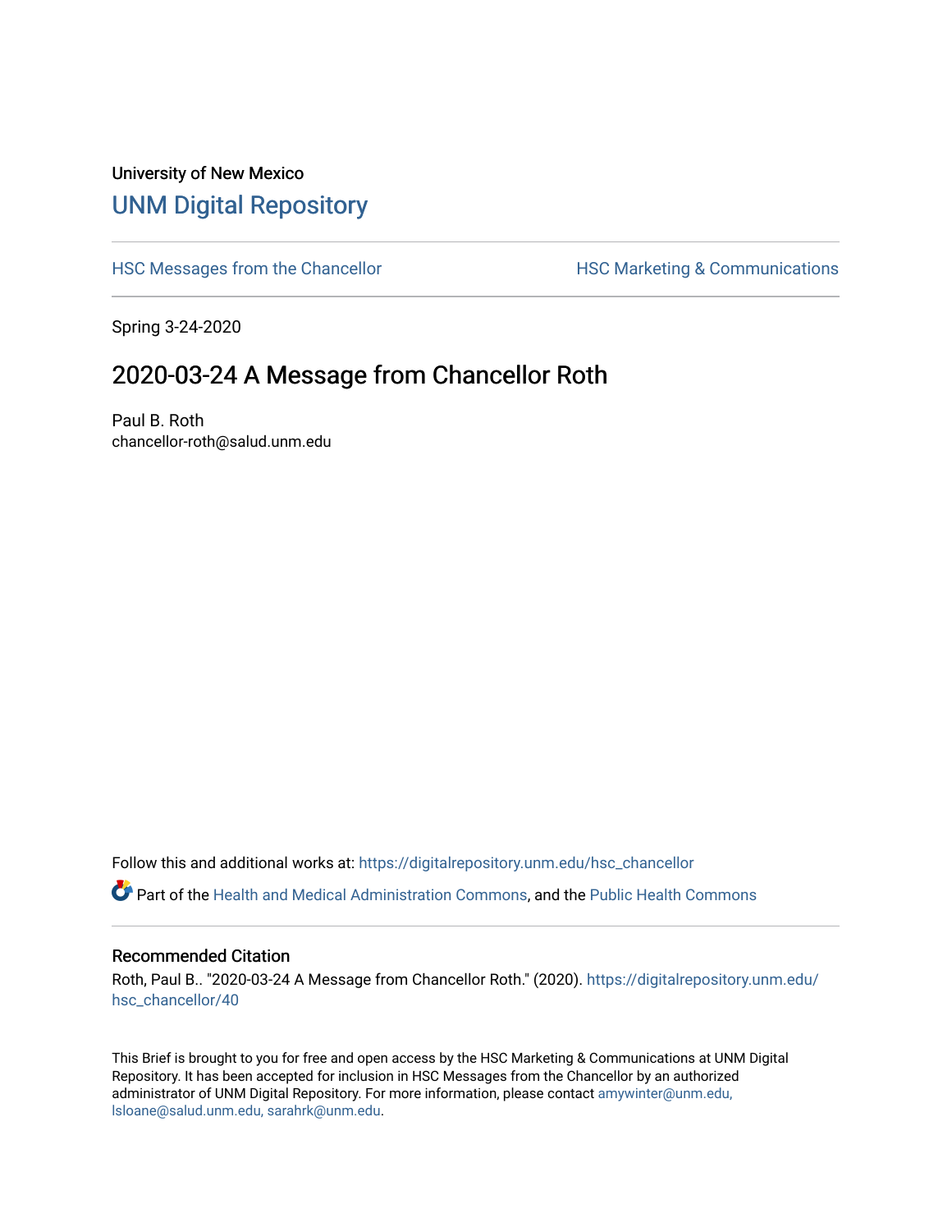University of New Mexico

# UNM Digital Repository

HSC Messages from the Chancellor

HSC Marketing & Communications

Spring 3-24-2020

## 2020-03-24 A Message from Chancellor Roth

Paul B. Roth
chancellor-roth@salud.unm.edu

Follow this and additional works at: https://digitalrepository.unm.edu/hsc_chancellor

Part of the Health and Medical Administration Commons, and the Public Health Commons

### Recommended Citation

Roth, Paul B.. "2020-03-24 A Message from Chancellor Roth." (2020). https://digitalrepository.unm.edu/hsc_chancellor/40

This Brief is brought to you for free and open access by the HSC Marketing & Communications at UNM Digital Repository. It has been accepted for inclusion in HSC Messages from the Chancellor by an authorized administrator of UNM Digital Repository. For more information, please contact amywinter@unm.edu, lsloane@salud.unm.edu, sarahrk@unm.edu.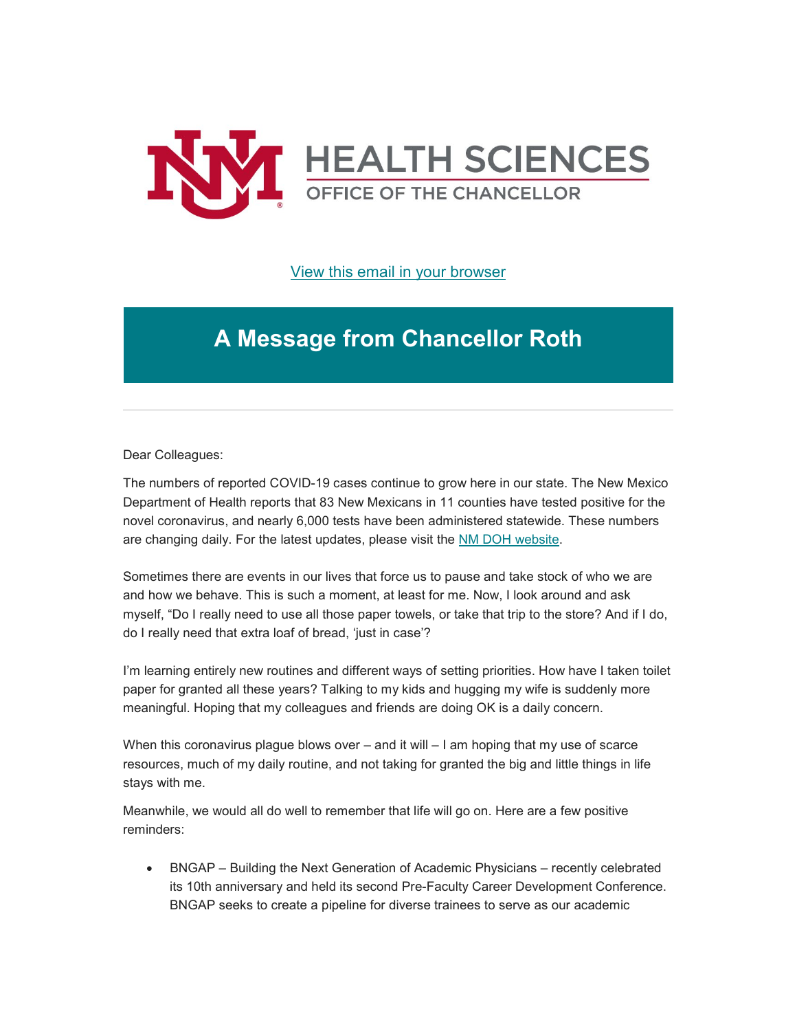HEALTH SCIENCES

OFFICE OF THE CHANCELLOR

[View this email in your browser]

# A Message from Chancellor Roth

---

Dear Colleagues:

The numbers of reported COVID-19 cases continue to grow here in our state. The New Mexico Department of Health reports that 83 New Mexicans in 11 counties have tested positive for the novel coronavirus, and nearly 6,000 tests have been administered statewide. These numbers are changing daily. For the latest updates, please visit the NM DOH website.

Sometimes there are events in our lives that force us to pause and take stock of who we are and how we behave. This is such a moment, at least for me. Now, I look around and ask myself, "Do I really need to use all those paper towels, or take that trip to the store? And if I do, do I really need that extra loaf of bread, 'just in case'?

I'm learning entirely new routines and different ways of setting priorities. How have I taken toilet paper for granted all these years? Talking to my kids and hugging my wife is suddenly more meaningful. Hoping that my colleagues and friends are doing OK is a daily concern.

When this coronavirus plague blows over – and it will – I am hoping that my use of scarce resources, much of my daily routine, and not taking for granted the big and little things in life stays with me.

Meanwhile, we would all do well to remember that life will go on. Here are a few positive reminders:

- BNGAP – Building the Next Generation of Academic Physicians – recently celebrated its 10th anniversary and held its second Pre-Faculty Career Development Conference. BNGAP seeks to create a pipeline for diverse trainees to serve as our academic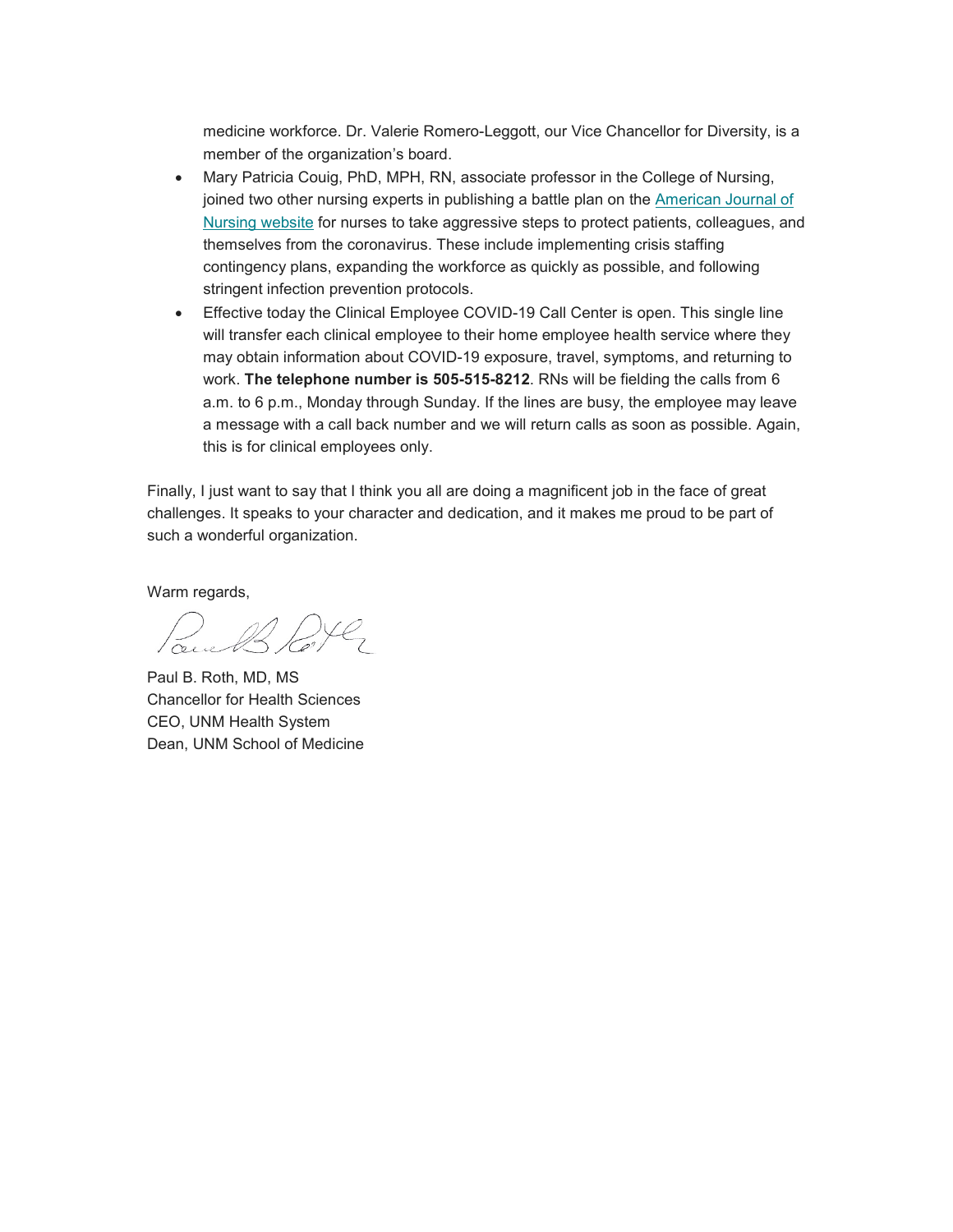medicine workforce. Dr. Valerie Romero-Leggott, our Vice Chancellor for Diversity, is a member of the organization's board.

- Mary Patricia Couig, PhD, MPH, RN, associate professor in the College of Nursing, joined two other nursing experts in publishing a battle plan on the American Journal of Nursing website for nurses to take aggressive steps to protect patients, colleagues, and themselves from the coronavirus. These include implementing crisis staffing contingency plans, expanding the workforce as quickly as possible, and following stringent infection prevention protocols.
- Effective today the Clinical Employee COVID-19 Call Center is open. This single line will transfer each clinical employee to their home employee health service where they may obtain information about COVID-19 exposure, travel, symptoms, and returning to work. **The telephone number is 505-515-8212**. RNs will be fielding the calls from 6 a.m. to 6 p.m., Monday through Sunday. If the lines are busy, the employee may leave a message with a call back number and we will return calls as soon as possible. Again, this is for clinical employees only.

Finally, I just want to say that I think you all are doing a magnificent job in the face of great challenges. It speaks to your character and dedication, and it makes me proud to be part of such a wonderful organization.

Warm regards,

Paul B. Roth, MD, MS
Chancellor for Health Sciences
CEO, UNM Health System
Dean, UNM School of Medicine